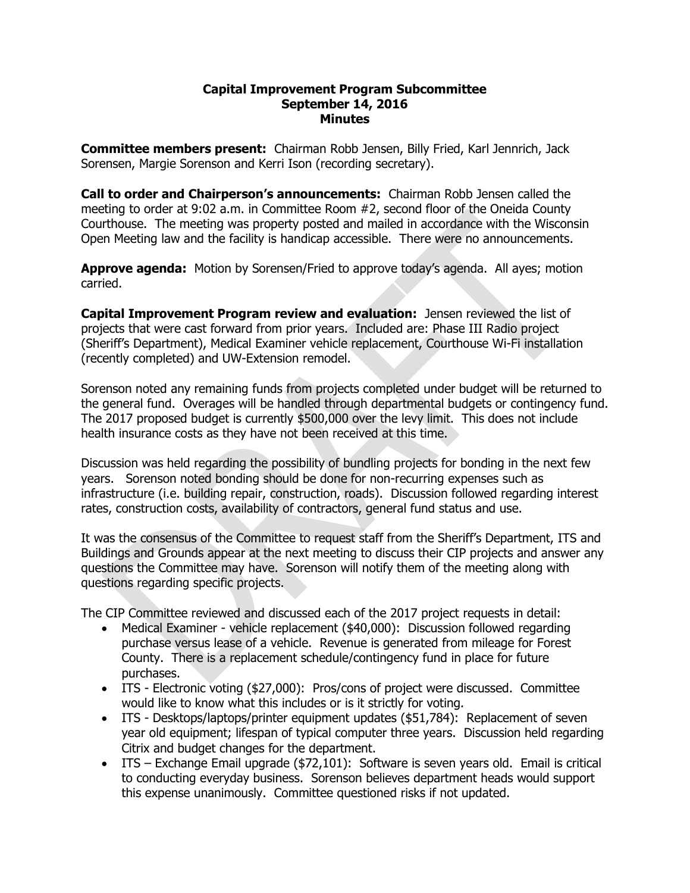**Capital Improvement Program Subcommittee**
**September 14, 2016**
**Minutes**

**Committee members present:** Chairman Robb Jensen, Billy Fried, Karl Jennrich, Jack Sorensen, Margie Sorenson and Kerri Ison (recording secretary).

**Call to order and Chairperson's announcements:** Chairman Robb Jensen called the meeting to order at 9:02 a.m. in Committee Room #2, second floor of the Oneida County Courthouse. The meeting was property posted and mailed in accordance with the Wisconsin Open Meeting law and the facility is handicap accessible. There were no announcements.

**Approve agenda:** Motion by Sorensen/Fried to approve today's agenda. All ayes; motion carried.

**Capital Improvement Program review and evaluation:** Jensen reviewed the list of projects that were cast forward from prior years. Included are: Phase III Radio project (Sheriff's Department), Medical Examiner vehicle replacement, Courthouse Wi-Fi installation (recently completed) and UW-Extension remodel.

Sorenson noted any remaining funds from projects completed under budget will be returned to the general fund. Overages will be handled through departmental budgets or contingency fund. The 2017 proposed budget is currently $500,000 over the levy limit. This does not include health insurance costs as they have not been received at this time.

Discussion was held regarding the possibility of bundling projects for bonding in the next few years. Sorenson noted bonding should be done for non-recurring expenses such as infrastructure (i.e. building repair, construction, roads). Discussion followed regarding interest rates, construction costs, availability of contractors, general fund status and use.

It was the consensus of the Committee to request staff from the Sheriff's Department, ITS and Buildings and Grounds appear at the next meeting to discuss their CIP projects and answer any questions the Committee may have. Sorenson will notify them of the meeting along with questions regarding specific projects.

The CIP Committee reviewed and discussed each of the 2017 project requests in detail:

- Medical Examiner - vehicle replacement ($40,000): Discussion followed regarding purchase versus lease of a vehicle. Revenue is generated from mileage for Forest County. There is a replacement schedule/contingency fund in place for future purchases.
- ITS - Electronic voting ($27,000): Pros/cons of project were discussed. Committee would like to know what this includes or is it strictly for voting.
- ITS - Desktops/laptops/printer equipment updates ($51,784): Replacement of seven year old equipment; lifespan of typical computer three years. Discussion held regarding Citrix and budget changes for the department.
- ITS – Exchange Email upgrade ($72,101): Software is seven years old. Email is critical to conducting everyday business. Sorenson believes department heads would support this expense unanimously. Committee questioned risks if not updated.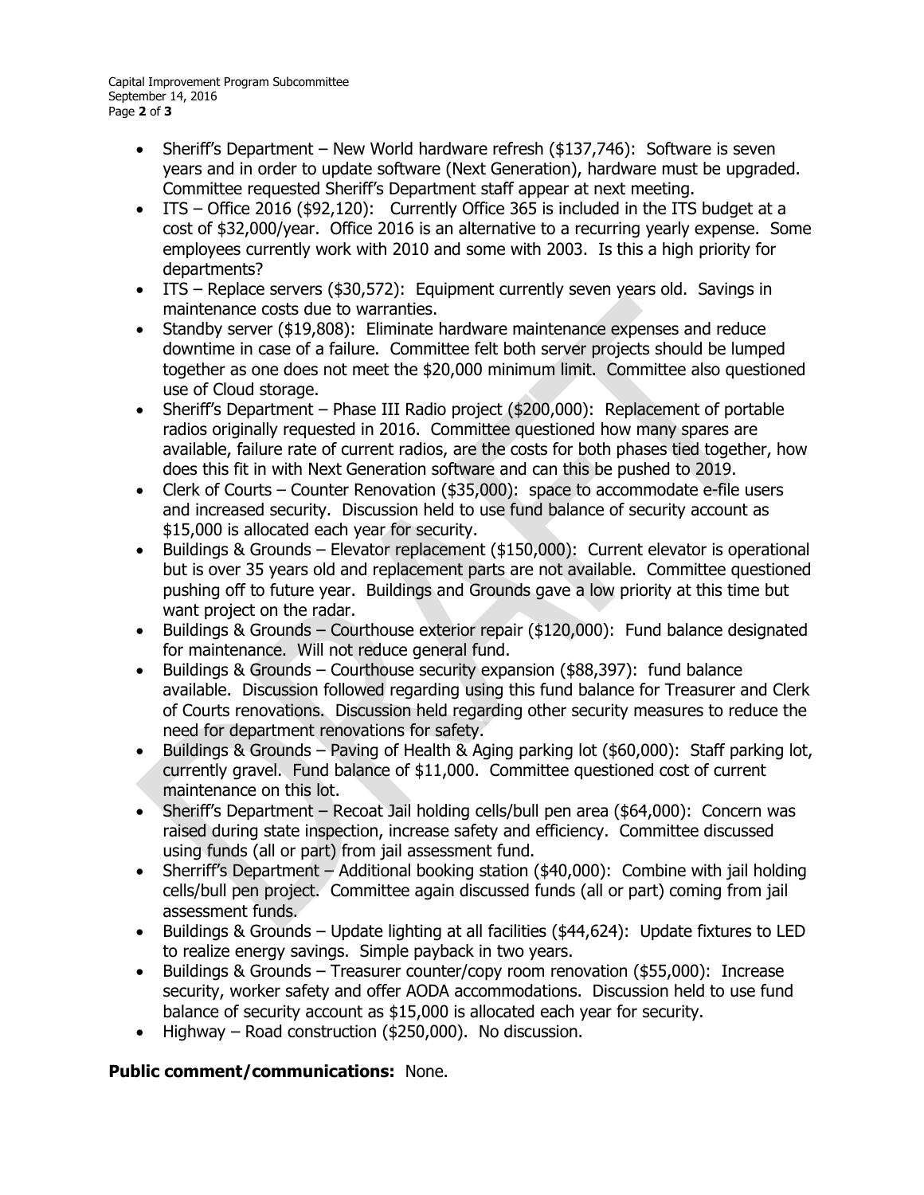- Sheriff's Department – New World hardware refresh ($137,746): Software is seven years and in order to update software (Next Generation), hardware must be upgraded. Committee requested Sheriff's Department staff appear at next meeting.
- ITS – Office 2016 ($92,120): Currently Office 365 is included in the ITS budget at a cost of $32,000/year. Office 2016 is an alternative to a recurring yearly expense. Some employees currently work with 2010 and some with 2003. Is this a high priority for departments?
- ITS – Replace servers ($30,572): Equipment currently seven years old. Savings in maintenance costs due to warranties.
- Standby server ($19,808): Eliminate hardware maintenance expenses and reduce downtime in case of a failure. Committee felt both server projects should be lumped together as one does not meet the $20,000 minimum limit. Committee also questioned use of Cloud storage.
- Sheriff's Department – Phase III Radio project ($200,000): Replacement of portable radios originally requested in 2016. Committee questioned how many spares are available, failure rate of current radios, are the costs for both phases tied together, how does this fit in with Next Generation software and can this be pushed to 2019.
- Clerk of Courts – Counter Renovation ($35,000): space to accommodate e-file users and increased security. Discussion held to use fund balance of security account as $15,000 is allocated each year for security.
- Buildings & Grounds – Elevator replacement ($150,000): Current elevator is operational but is over 35 years old and replacement parts are not available. Committee questioned pushing off to future year. Buildings and Grounds gave a low priority at this time but want project on the radar.
- Buildings & Grounds – Courthouse exterior repair ($120,000): Fund balance designated for maintenance. Will not reduce general fund.
- Buildings & Grounds – Courthouse security expansion ($88,397): fund balance available. Discussion followed regarding using this fund balance for Treasurer and Clerk of Courts renovations. Discussion held regarding other security measures to reduce the need for department renovations for safety.
- Buildings & Grounds – Paving of Health & Aging parking lot ($60,000): Staff parking lot, currently gravel. Fund balance of $11,000. Committee questioned cost of current maintenance on this lot.
- Sheriff's Department – Recoat Jail holding cells/bull pen area ($64,000): Concern was raised during state inspection, increase safety and efficiency. Committee discussed using funds (all or part) from jail assessment fund.
- Sherriff's Department – Additional booking station ($40,000): Combine with jail holding cells/bull pen project. Committee again discussed funds (all or part) coming from jail assessment funds.
- Buildings & Grounds – Update lighting at all facilities ($44,624): Update fixtures to LED to realize energy savings. Simple payback in two years.
- Buildings & Grounds – Treasurer counter/copy room renovation ($55,000): Increase security, worker safety and offer AODA accommodations. Discussion held to use fund balance of security account as $15,000 is allocated each year for security.
- Highway – Road construction ($250,000). No discussion.

**Public comment/communications:** None.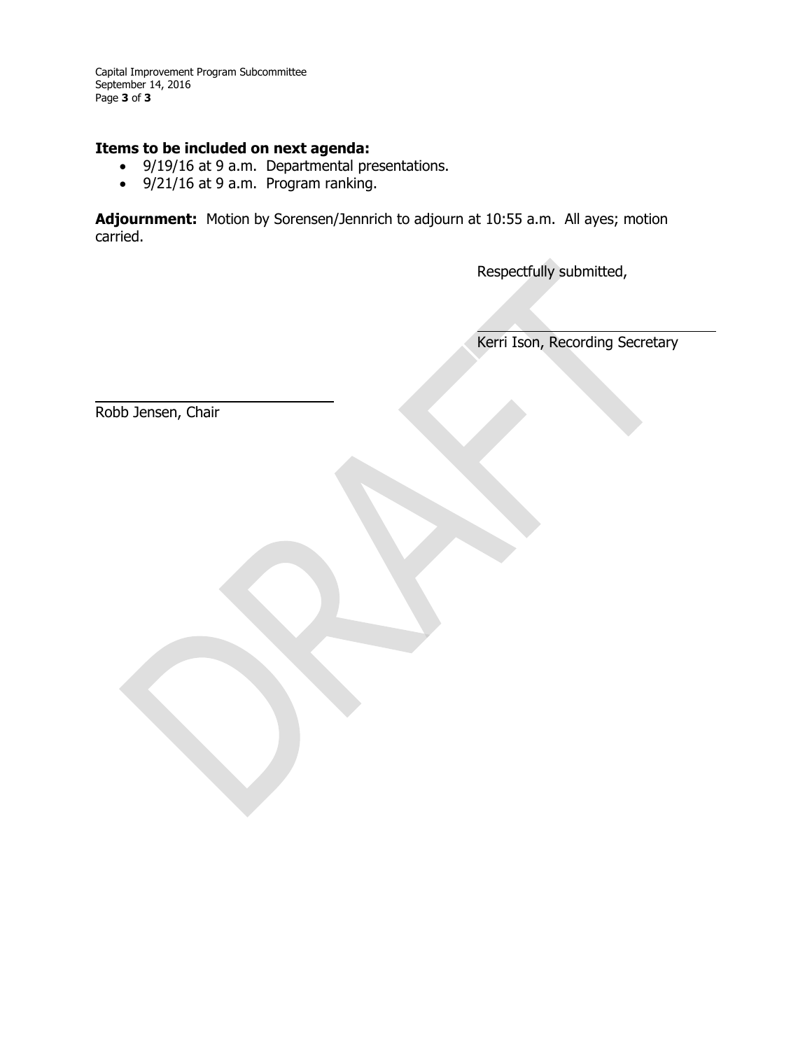**Items to be included on next agenda:**

- 9/19/16 at 9 a.m. Departmental presentations.
- 9/21/16 at 9 a.m. Program ranking.

**Adjournment:** Motion by Sorensen/Jennrich to adjourn at 10:55 a.m. All ayes; motion carried.

Respectfully submitted,

Kerri Ison, Recording Secretary

Robb Jensen, Chair